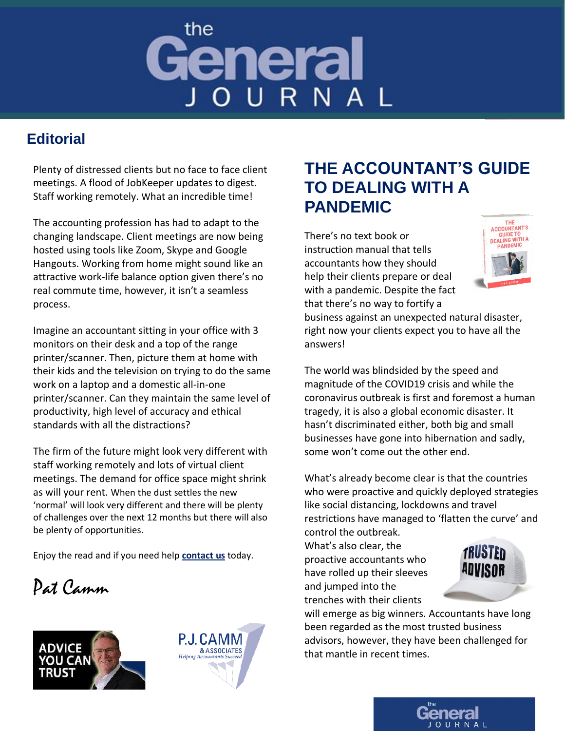# the General JOURNAL

## Editorial

Plenty of distressed clients but no face to face client meetings. A flood of JobKeeper updates to digest. Staff working remotely. What an incredible time!

The accounting profession has had to adapt to the changing landscape. Client meetings are now being hosted using tools like Zoom, Skype and Google Hangouts. Working from home might sound like an attractive work-life balance option given there's no real commute time, however, it isn't a seamless process.

Imagine an accountant sitting in your office with 3 monitors on their desk and a top of the range printer/scanner. Then, picture them at home with their kids and the television on trying to do the same work on a laptop and a domestic all-in-one printer/scanner. Can they maintain the same level of productivity, high level of accuracy and ethical standards with all the distractions?

The firm of the future might look very different with staff working remotely and lots of virtual client meetings. The demand for office space might shrink as will your rent. When the dust settles the new 'normal' will look very different and there will be plenty of challenges over the next 12 months but there will also be plenty of opportunities.

Enjoy the read and if you need help **contact us** today.

*Pat Camm*

## THE ACCOUNTANT'S GUIDE TO DEALING WITH A PANDEMIC

There's no text book or instruction manual that tells accountants how they should help their clients prepare or deal with a pandemic. Despite the fact that there's no way to fortify a business against an unexpected natural disaster, right now your clients expect you to have all the answers!

The world was blindsided by the speed and magnitude of the COVID19 crisis and while the coronavirus outbreak is first and foremost a human tragedy, it is also a global economic disaster. It hasn't discriminated either, both big and small businesses have gone into hibernation and sadly, some won't come out the other end.

What's already become clear is that the countries who were proactive and quickly deployed strategies like social distancing, lockdowns and travel restrictions have managed to 'flatten the curve' and control the outbreak.

What's also clear, the proactive accountants who have rolled up their sleeves and jumped into the trenches with their clients will emerge as big winners. Accountants have long been regarded as the most trusted business advisors, however, they have been challenged for that mantle in recent times.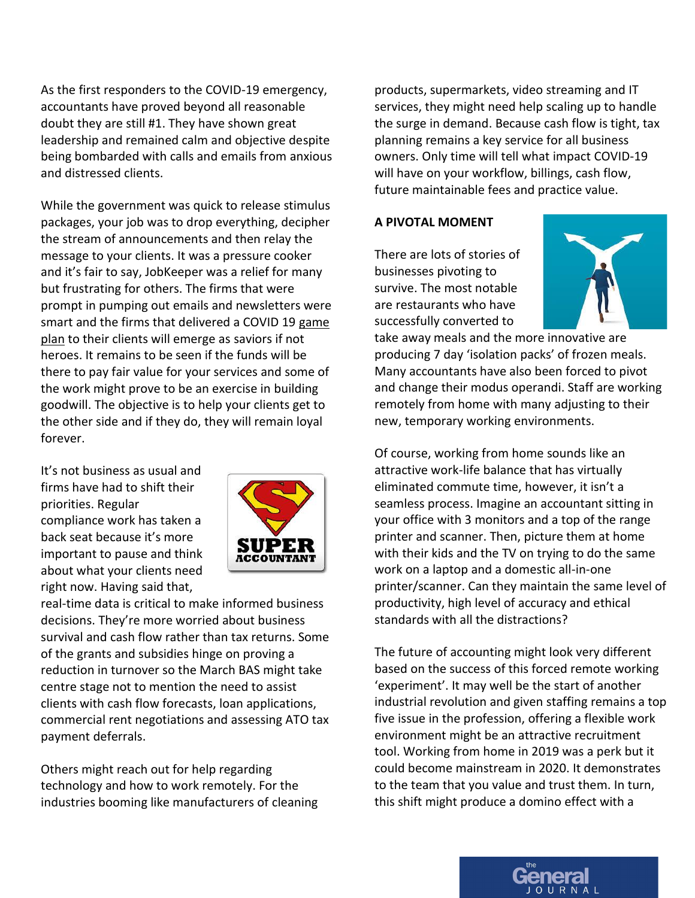As the first responders to the COVID-19 emergency, accountants have proved beyond all reasonable doubt they are still #1. They have shown great leadership and remained calm and objective despite being bombarded with calls and emails from anxious and distressed clients.

While the government was quick to release stimulus packages, your job was to drop everything, decipher the stream of announcements and then relay the message to your clients. It was a pressure cooker and it's fair to say, JobKeeper was a relief for many but frustrating for others. The firms that were prompt in pumping out emails and newsletters were smart and the firms that delivered a COVID 19 game plan to their clients will emerge as saviors if not heroes. It remains to be seen if the funds will be there to pay fair value for your services and some of the work might prove to be an exercise in building goodwill. The objective is to help your clients get to the other side and if they do, they will remain loyal forever.

It's not business as usual and firms have had to shift their priorities. Regular compliance work has taken a back seat because it's more important to pause and think about what your clients need right now. Having said that, real-time data is critical to make informed business decisions. They're more worried about business survival and cash flow rather than tax returns. Some of the grants and subsidies hinge on proving a reduction in turnover so the March BAS might take centre stage not to mention the need to assist clients with cash flow forecasts, loan applications, commercial rent negotiations and assessing ATO tax payment deferrals.

Others might reach out for help regarding technology and how to work remotely. For the industries booming like manufacturers of cleaning products, supermarkets, video streaming and IT services, they might need help scaling up to handle the surge in demand. Because cash flow is tight, tax planning remains a key service for all business owners. Only time will tell what impact COVID-19 will have on your workflow, billings, cash flow, future maintainable fees and practice value.

**A PIVOTAL MOMENT**

There are lots of stories of businesses pivoting to survive. The most notable are restaurants who have successfully converted to take away meals and the more innovative are producing 7 day 'isolation packs' of frozen meals. Many accountants have also been forced to pivot and change their modus operandi. Staff are working remotely from home with many adjusting to their new, temporary working environments.

Of course, working from home sounds like an attractive work-life balance that has virtually eliminated commute time, however, it isn't a seamless process. Imagine an accountant sitting in your office with 3 monitors and a top of the range printer and scanner. Then, picture them at home with their kids and the TV on trying to do the same work on a laptop and a domestic all-in-one printer/scanner. Can they maintain the same level of productivity, high level of accuracy and ethical standards with all the distractions?

The future of accounting might look very different based on the success of this forced remote working 'experiment'. It may well be the start of another industrial revolution and given staffing remains a top five issue in the profession, offering a flexible work environment might be an attractive recruitment tool. Working from home in 2019 was a perk but it could become mainstream in 2020. It demonstrates to the team that you value and trust them. In turn, this shift might produce a domino effect with a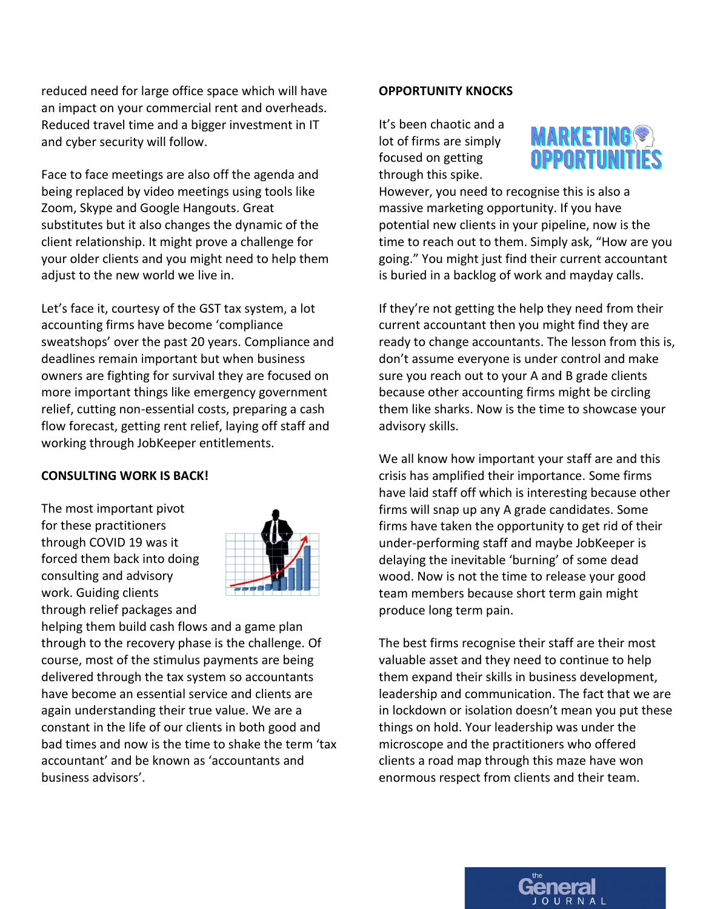reduced need for large office space which will have an impact on your commercial rent and overheads. Reduced travel time and a bigger investment in IT and cyber security will follow.

Face to face meetings are also off the agenda and being replaced by video meetings using tools like Zoom, Skype and Google Hangouts. Great substitutes but it also changes the dynamic of the client relationship. It might prove a challenge for your older clients and you might need to help them adjust to the new world we live in.

Let's face it, courtesy of the GST tax system, a lot accounting firms have become 'compliance sweatshops' over the past 20 years. Compliance and deadlines remain important but when business owners are fighting for survival they are focused on more important things like emergency government relief, cutting non-essential costs, preparing a cash flow forecast, getting rent relief, laying off staff and working through JobKeeper entitlements.

**CONSULTING WORK IS BACK!**

The most important pivot for these practitioners through COVID 19 was it forced them back into doing consulting and advisory work. Guiding clients through relief packages and helping them build cash flows and a game plan through to the recovery phase is the challenge. Of course, most of the stimulus payments are being delivered through the tax system so accountants have become an essential service and clients are again understanding their true value. We are a constant in the life of our clients in both good and bad times and now is the time to shake the term 'tax accountant' and be known as 'accountants and business advisors'.

**OPPORTUNITY KNOCKS**

It's been chaotic and a lot of firms are simply focused on getting through this spike. However, you need to recognise this is also a massive marketing opportunity. If you have potential new clients in your pipeline, now is the time to reach out to them. Simply ask, "How are you going." You might just find their current accountant is buried in a backlog of work and mayday calls.

If they're not getting the help they need from their current accountant then you might find they are ready to change accountants. The lesson from this is, don't assume everyone is under control and make sure you reach out to your A and B grade clients because other accounting firms might be circling them like sharks. Now is the time to showcase your advisory skills.

We all know how important your staff are and this crisis has amplified their importance. Some firms have laid staff off which is interesting because other firms will snap up any A grade candidates. Some firms have taken the opportunity to get rid of their under-performing staff and maybe JobKeeper is delaying the inevitable 'burning' of some dead wood. Now is not the time to release your good team members because short term gain might produce long term pain.

The best firms recognise their staff are their most valuable asset and they need to continue to help them expand their skills in business development, leadership and communication. The fact that we are in lockdown or isolation doesn't mean you put these things on hold. Your leadership was under the microscope and the practitioners who offered clients a road map through this maze have won enormous respect from clients and their team.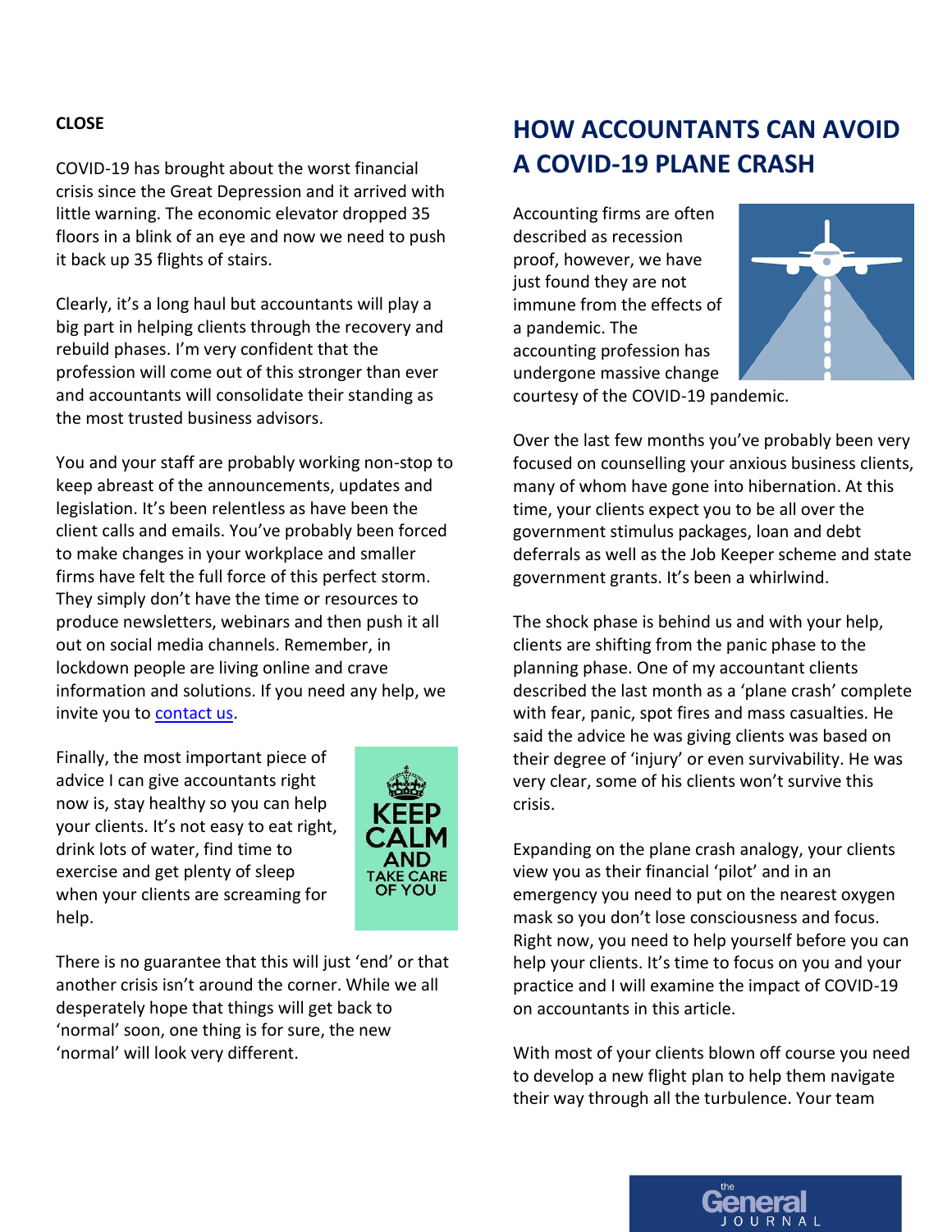**CLOSE**

COVID-19 has brought about the worst financial crisis since the Great Depression and it arrived with little warning. The economic elevator dropped 35 floors in a blink of an eye and now we need to push it back up 35 flights of stairs.

Clearly, it's a long haul but accountants will play a big part in helping clients through the recovery and rebuild phases. I'm very confident that the profession will come out of this stronger than ever and accountants will consolidate their standing as the most trusted business advisors.

You and your staff are probably working non-stop to keep abreast of the announcements, updates and legislation. It's been relentless as have been the client calls and emails. You've probably been forced to make changes in your workplace and smaller firms have felt the full force of this perfect storm. They simply don't have the time or resources to produce newsletters, webinars and then push it all out on social media channels. Remember, in lockdown people are living online and crave information and solutions. If you need any help, we invite you to [contact us](contact us).

Finally, the most important piece of advice I can give accountants right now is, stay healthy so you can help your clients. It's not easy to eat right, drink lots of water, find time to exercise and get plenty of sleep when your clients are screaming for help.

There is no guarantee that this will just 'end' or that another crisis isn't around the corner. While we all desperately hope that things will get back to 'normal' soon, one thing is for sure, the new 'normal' will look very different.

# HOW ACCOUNTANTS CAN AVOID A COVID-19 PLANE CRASH

Accounting firms are often described as recession proof, however, we have just found they are not immune from the effects of a pandemic. The accounting profession has undergone massive change courtesy of the COVID-19 pandemic.

Over the last few months you've probably been very focused on counselling your anxious business clients, many of whom have gone into hibernation. At this time, your clients expect you to be all over the government stimulus packages, loan and debt deferrals as well as the Job Keeper scheme and state government grants. It's been a whirlwind.

The shock phase is behind us and with your help, clients are shifting from the panic phase to the planning phase. One of my accountant clients described the last month as a 'plane crash' complete with fear, panic, spot fires and mass casualties. He said the advice he was giving clients was based on their degree of 'injury' or even survivability. He was very clear, some of his clients won't survive this crisis.

Expanding on the plane crash analogy, your clients view you as their financial 'pilot' and in an emergency you need to put on the nearest oxygen mask so you don't lose consciousness and focus. Right now, you need to help yourself before you can help your clients. It's time to focus on you and your practice and I will examine the impact of COVID-19 on accountants in this article.

With most of your clients blown off course you need to develop a new flight plan to help them navigate their way through all the turbulence. Your team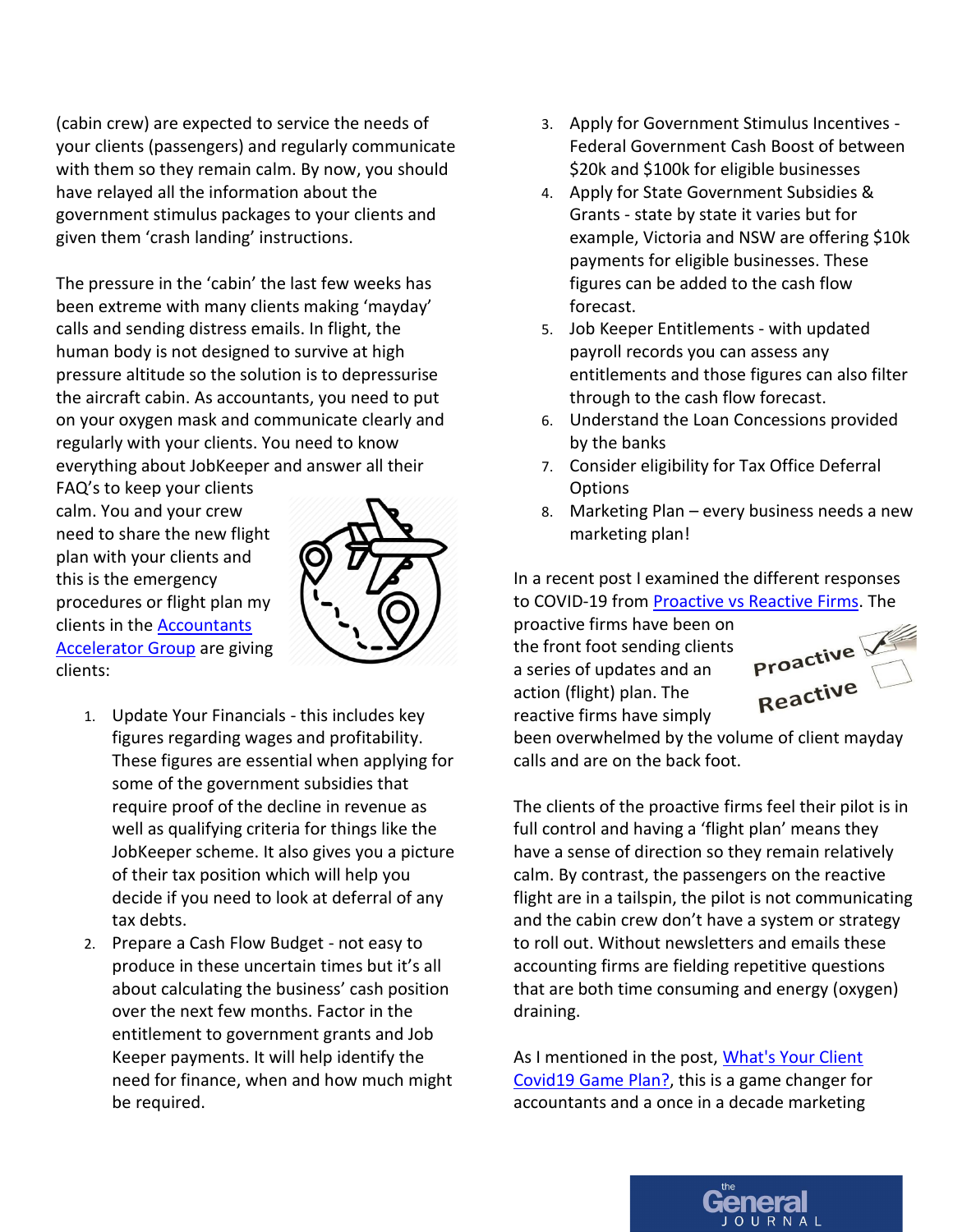(cabin crew) are expected to service the needs of your clients (passengers) and regularly communicate with them so they remain calm. By now, you should have relayed all the information about the government stimulus packages to your clients and given them 'crash landing' instructions.

The pressure in the 'cabin' the last few weeks has been extreme with many clients making 'mayday' calls and sending distress emails. In flight, the human body is not designed to survive at high pressure altitude so the solution is to depressurise the aircraft cabin. As accountants, you need to put on your oxygen mask and communicate clearly and regularly with your clients. You need to know everything about JobKeeper and answer all their FAQ's to keep your clients calm. You and your crew need to share the new flight plan with your clients and this is the emergency procedures or flight plan my clients in the [Accountants Accelerator Group] are giving clients:

1. Update Your Financials - this includes key figures regarding wages and profitability. These figures are essential when applying for some of the government subsidies that require proof of the decline in revenue as well as qualifying criteria for things like the JobKeeper scheme. It also gives you a picture of their tax position which will help you decide if you need to look at deferral of any tax debts.
2. Prepare a Cash Flow Budget - not easy to produce in these uncertain times but it's all about calculating the business' cash position over the next few months. Factor in the entitlement to government grants and Job Keeper payments. It will help identify the need for finance, when and how much might be required.
3. Apply for Government Stimulus Incentives - Federal Government Cash Boost of between $20k and $100k for eligible businesses
4. Apply for State Government Subsidies & Grants - state by state it varies but for example, Victoria and NSW are offering $10k payments for eligible businesses. These figures can be added to the cash flow forecast.
5. Job Keeper Entitlements - with updated payroll records you can assess any entitlements and those figures can also filter through to the cash flow forecast.
6. Understand the Loan Concessions provided by the banks
7. Consider eligibility for Tax Office Deferral Options
8. Marketing Plan – every business needs a new marketing plan!

In a recent post I examined the different responses to COVID-19 from [Proactive vs Reactive Firms]. The proactive firms have been on the front foot sending clients a series of updates and an action (flight) plan. The reactive firms have simply been overwhelmed by the volume of client mayday calls and are on the back foot.

The clients of the proactive firms feel their pilot is in full control and having a 'flight plan' means they have a sense of direction so they remain relatively calm. By contrast, the passengers on the reactive flight are in a tailspin, the pilot is not communicating and the cabin crew don't have a system or strategy to roll out. Without newsletters and emails these accounting firms are fielding repetitive questions that are both time consuming and energy (oxygen) draining.

As I mentioned in the post, [What's Your Client Covid19 Game Plan?], this is a game changer for accountants and a once in a decade marketing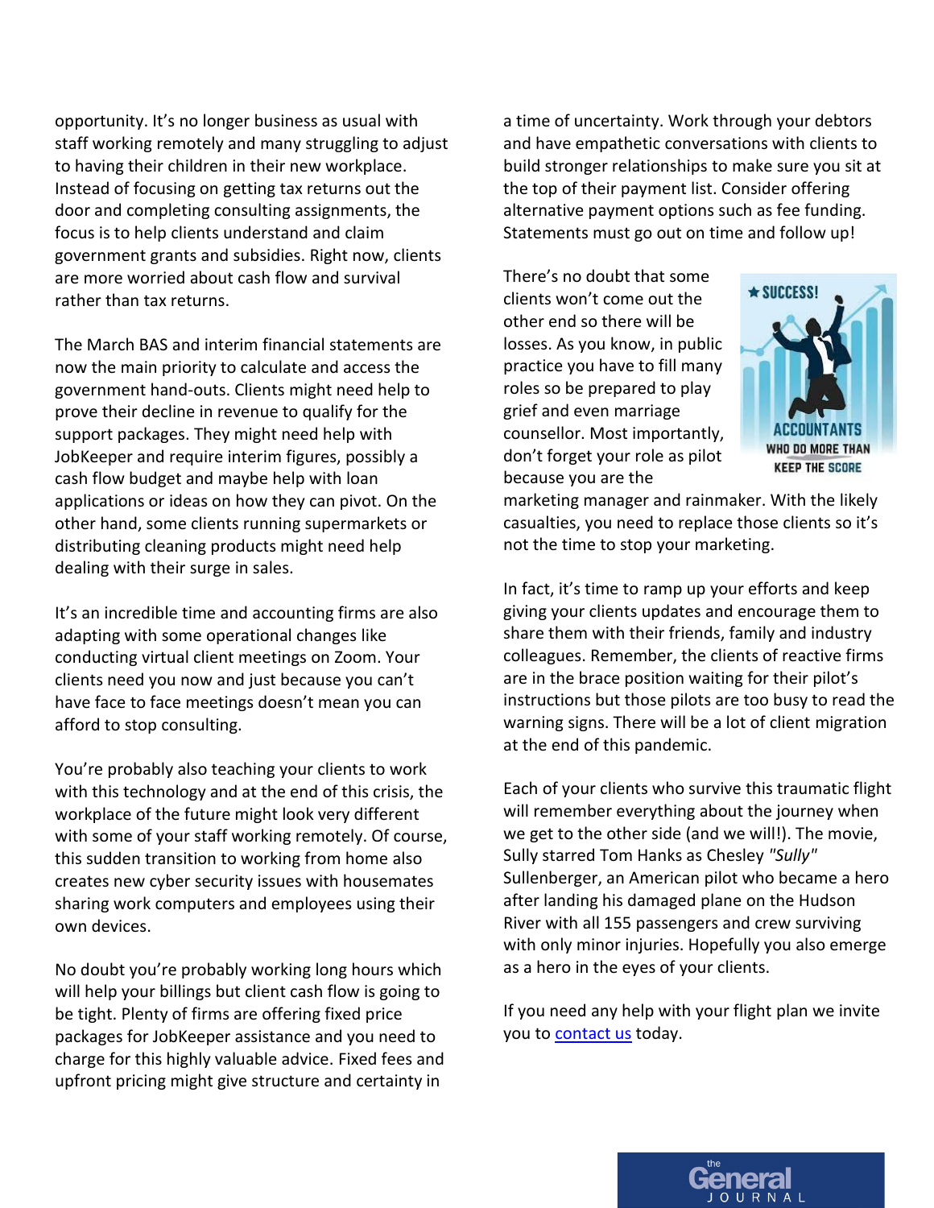opportunity. It's no longer business as usual with staff working remotely and many struggling to adjust to having their children in their new workplace. Instead of focusing on getting tax returns out the door and completing consulting assignments, the focus is to help clients understand and claim government grants and subsidies. Right now, clients are more worried about cash flow and survival rather than tax returns.

The March BAS and interim financial statements are now the main priority to calculate and access the government hand-outs. Clients might need help to prove their decline in revenue to qualify for the support packages. They might need help with JobKeeper and require interim figures, possibly a cash flow budget and maybe help with loan applications or ideas on how they can pivot. On the other hand, some clients running supermarkets or distributing cleaning products might need help dealing with their surge in sales.

It's an incredible time and accounting firms are also adapting with some operational changes like conducting virtual client meetings on Zoom. Your clients need you now and just because you can't have face to face meetings doesn't mean you can afford to stop consulting.

You're probably also teaching your clients to work with this technology and at the end of this crisis, the workplace of the future might look very different with some of your staff working remotely. Of course, this sudden transition to working from home also creates new cyber security issues with housemates sharing work computers and employees using their own devices.

No doubt you're probably working long hours which will help your billings but client cash flow is going to be tight. Plenty of firms are offering fixed price packages for JobKeeper assistance and you need to charge for this highly valuable advice. Fixed fees and upfront pricing might give structure and certainty in a time of uncertainty. Work through your debtors and have empathetic conversations with clients to build stronger relationships to make sure you sit at the top of their payment list. Consider offering alternative payment options such as fee funding. Statements must go out on time and follow up!

There's no doubt that some clients won't come out the other end so there will be losses. As you know, in public practice you have to fill many roles so be prepared to play grief and even marriage counsellor. Most importantly, don't forget your role as pilot because you are the marketing manager and rainmaker. With the likely casualties, you need to replace those clients so it's not the time to stop your marketing.

In fact, it's time to ramp up your efforts and keep giving your clients updates and encourage them to share them with their friends, family and industry colleagues. Remember, the clients of reactive firms are in the brace position waiting for their pilot's instructions but those pilots are too busy to read the warning signs. There will be a lot of client migration at the end of this pandemic.

Each of your clients who survive this traumatic flight will remember everything about the journey when we get to the other side (and we will!). The movie, Sully starred Tom Hanks as Chesley *"Sully"* Sullenberger, an American pilot who became a hero after landing his damaged plane on the Hudson River with all 155 passengers and crew surviving with only minor injuries. Hopefully you also emerge as a hero in the eyes of your clients.

If you need any help with your flight plan we invite you to [contact us](#) today.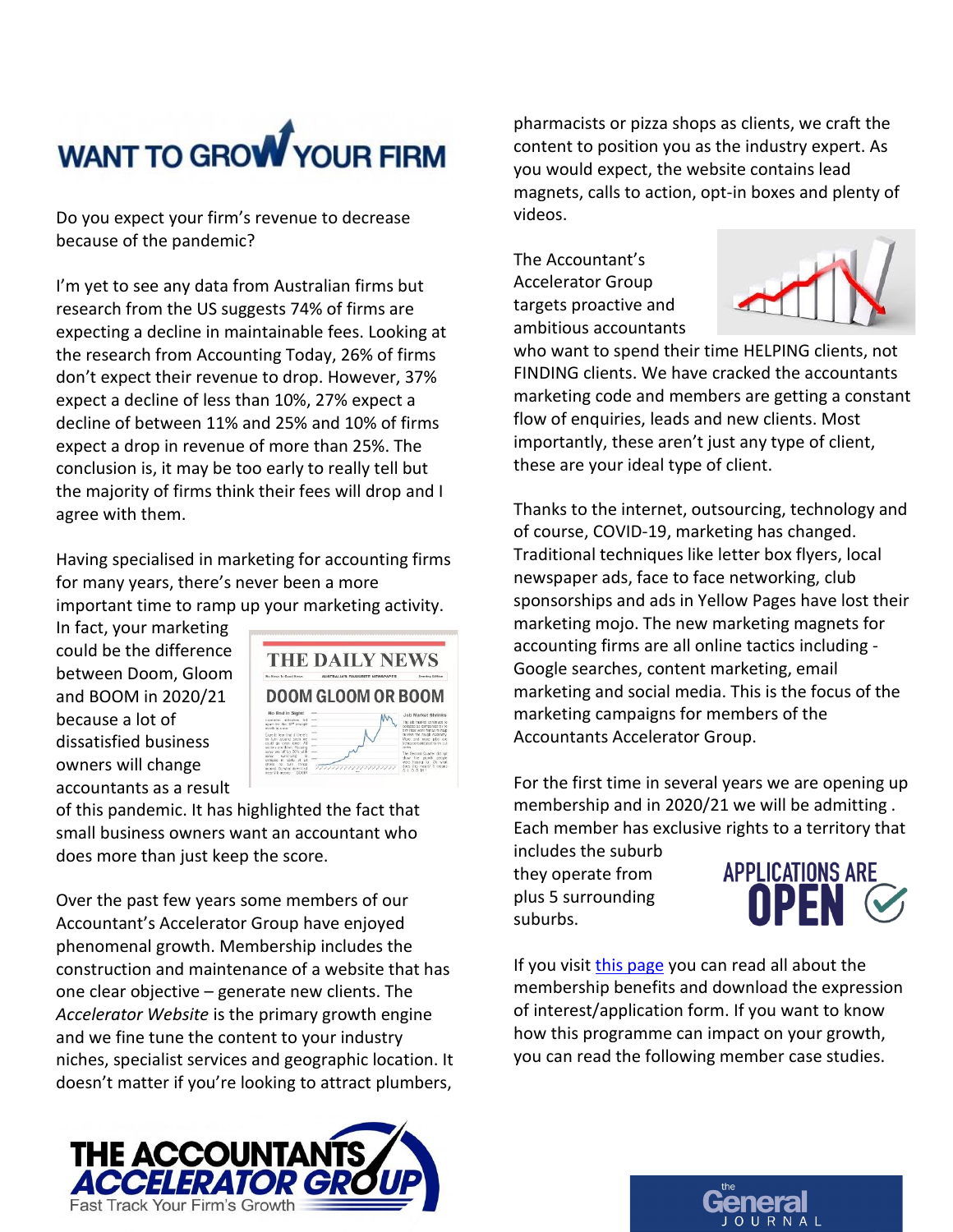# WANT TO GROW YOUR FIRM

Do you expect your firm's revenue to decrease because of the pandemic?

I'm yet to see any data from Australian firms but research from the US suggests 74% of firms are expecting a decline in maintainable fees. Looking at the research from Accounting Today, 26% of firms don't expect their revenue to drop. However, 37% expect a decline of less than 10%, 27% expect a decline of between 11% and 25% and 10% of firms expect a drop in revenue of more than 25%. The conclusion is, it may be too early to really tell but the majority of firms think their fees will drop and I agree with them.

Having specialised in marketing for accounting firms for many years, there's never been a more important time to ramp up your marketing activity. In fact, your marketing could be the difference between Doom, Gloom and BOOM in 2020/21 because a lot of dissatisfied business owners will change accountants as a result of this pandemic. It has highlighted the fact that small business owners want an accountant who does more than just keep the score.

Over the past few years some members of our Accountant's Accelerator Group have enjoyed phenomenal growth. Membership includes the construction and maintenance of a website that has one clear objective – generate new clients. The *Accelerator Website* is the primary growth engine and we fine tune the content to your industry niches, specialist services and geographic location. It doesn't matter if you're looking to attract plumbers, pharmacists or pizza shops as clients, we craft the content to position you as the industry expert. As you would expect, the website contains lead magnets, calls to action, opt-in boxes and plenty of videos.

The Accountant's Accelerator Group targets proactive and ambitious accountants who want to spend their time HELPING clients, not FINDING clients. We have cracked the accountants marketing code and members are getting a constant flow of enquiries, leads and new clients. Most importantly, these aren't just any type of client, these are your ideal type of client.

Thanks to the internet, outsourcing, technology and of course, COVID-19, marketing has changed. Traditional techniques like letter box flyers, local newspaper ads, face to face networking, club sponsorships and ads in Yellow Pages have lost their marketing mojo. The new marketing magnets for accounting firms are all online tactics including - Google searches, content marketing, email marketing and social media. This is the focus of the marketing campaigns for members of the Accountants Accelerator Group.

For the first time in several years we are opening up membership and in 2020/21 we will be admitting . Each member has exclusive rights to a territory that includes the suburb they operate from plus 5 surrounding suburbs.

**APPLICATIONS ARE OPEN**

If you visit [this page]() you can read all about the membership benefits and download the expression of interest/application form. If you want to know how this programme can impact on your growth, you can read the following member case studies.

**THE ACCOUNTANTS ACCELERATOR GROUP**
Fast Track Your Firm's Growth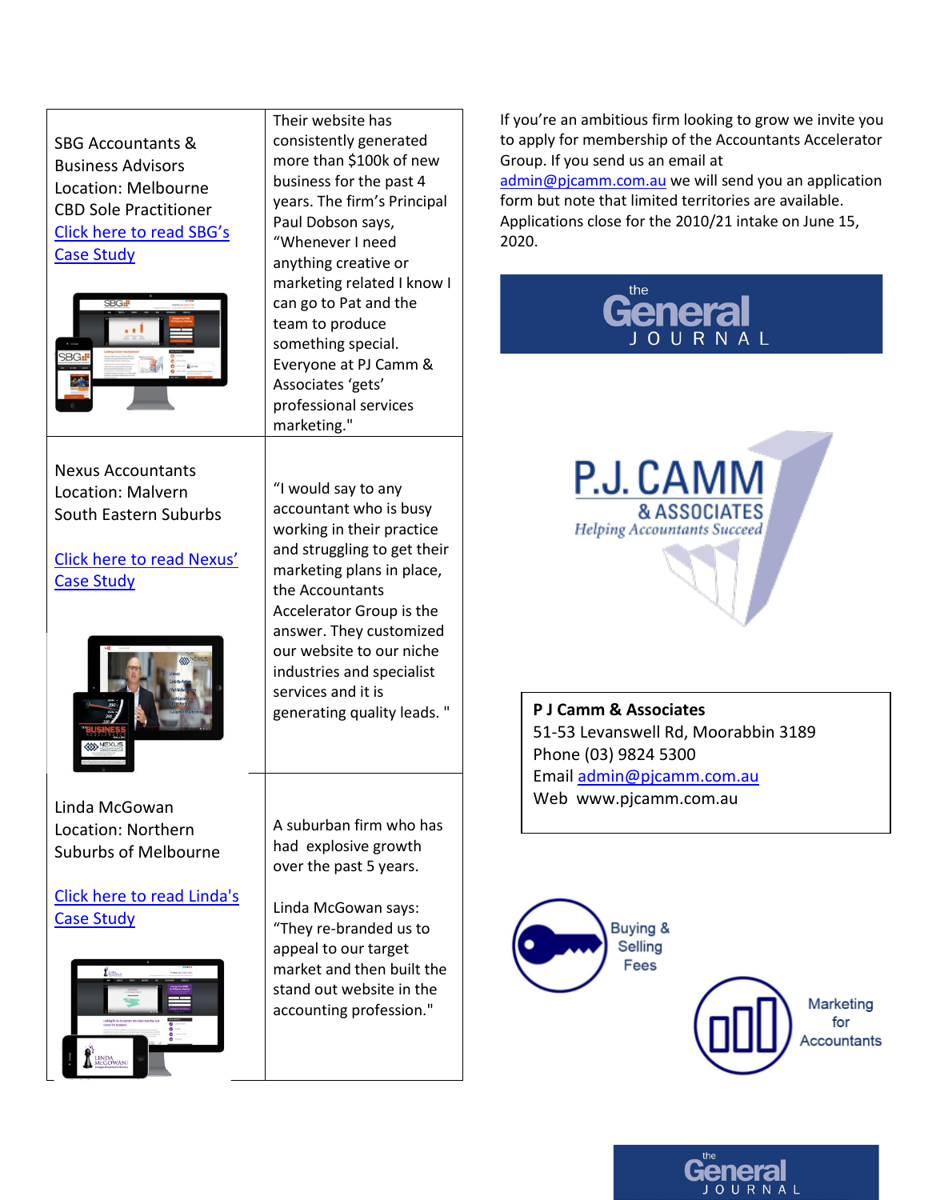| | |
|---|---|
| SBG Accountants & Business Advisors<br>Location: Melbourne CBD Sole Practitioner<br>[Click here to read SBG's Case Study] | Their website has consistently generated more than $100k of new business for the past 4 years. The firm's Principal Paul Dobson says, "Whenever I need anything creative or marketing related I know I can go to Pat and the team to produce something special. Everyone at PJ Camm & Associates 'gets' professional services marketing." |
| Nexus Accountants<br>Location: Malvern South Eastern Suburbs<br>[Click here to read Nexus' Case Study] | "I would say to any accountant who is busy working in their practice and struggling to get their marketing plans in place, the Accountants Accelerator Group is the answer. They customized our website to our niche industries and specialist services and it is generating quality leads. " |
| Linda McGowan<br>Location: Northern Suburbs of Melbourne<br>[Click here to read Linda's Case Study] | A suburban firm who has had explosive growth over the past 5 years.<br><br>Linda McGowan says: "They re-branded us to appeal to our target market and then built the stand out website in the accounting profession." |

If you're an ambitious firm looking to grow we invite you to apply for membership of the Accountants Accelerator Group. If you send us an email at admin@pjcamm.com.au we will send you an application form but note that limited territories are available. Applications close for the 2010/21 intake on June 15, 2020.

the General JOURNAL

P.J. CAMM & ASSOCIATES
Helping Accountants Succeed

**P J Camm & Associates**
51-53 Levanswell Rd, Moorabbin 3189
Phone (03) 9824 5300
Email admin@pjcamm.com.au
Web www.pjcamm.com.au

Buying & Selling Fees

Marketing for Accountants